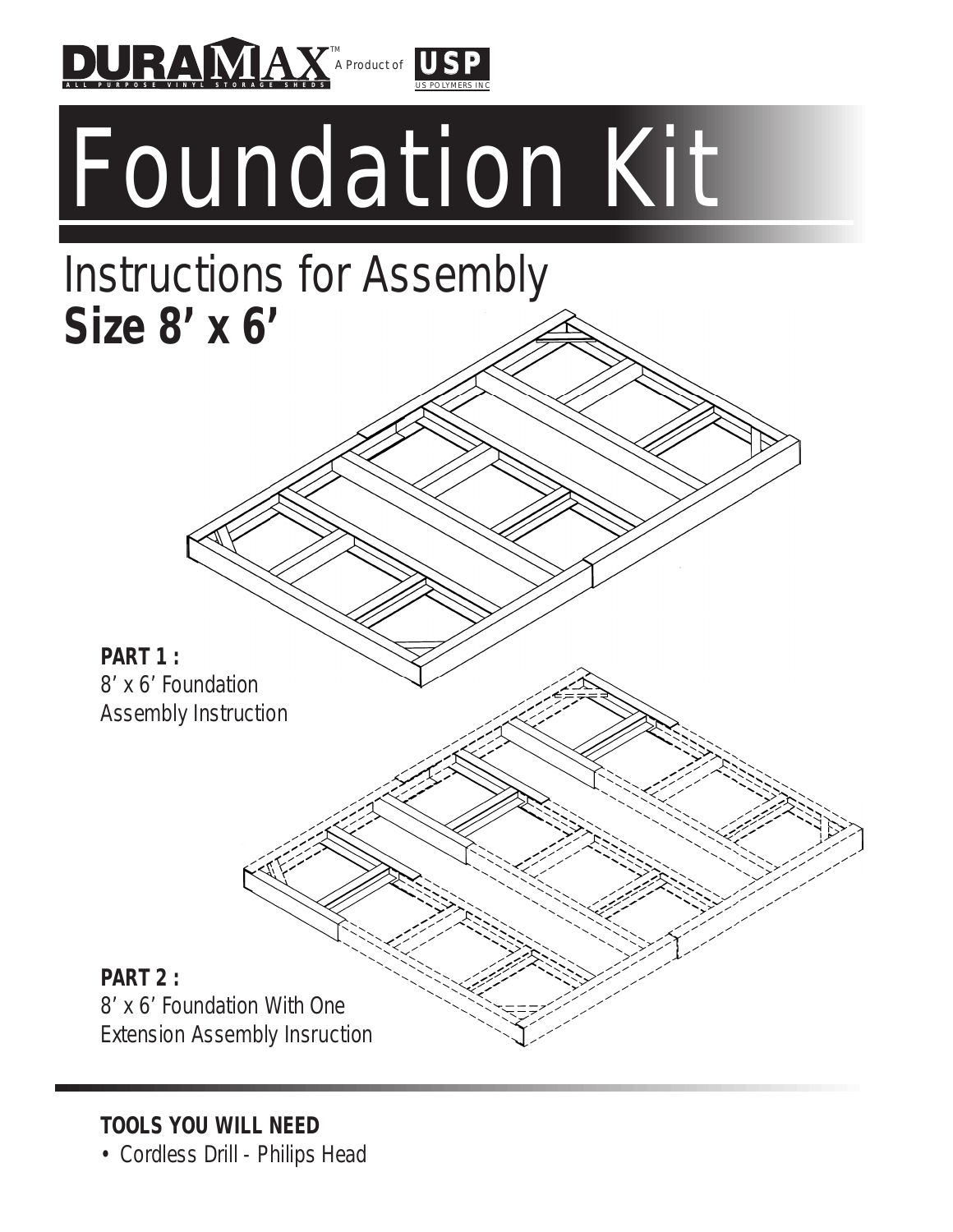DURAMAX™ ALL PURPOSE VINYL STORAGE SHEDS — A Product of USP US POLYMERS INC

# Foundation Kit

## Instructions for Assembly
**Size 8' x 6'**

**PART 1 :**
8' x 6' Foundation
Assembly Instruction

**PART 2 :**
8' x 6' Foundation With One
Extension Assembly Insruction

**TOOLS YOU WILL NEED**

- Cordless Drill - Philips Head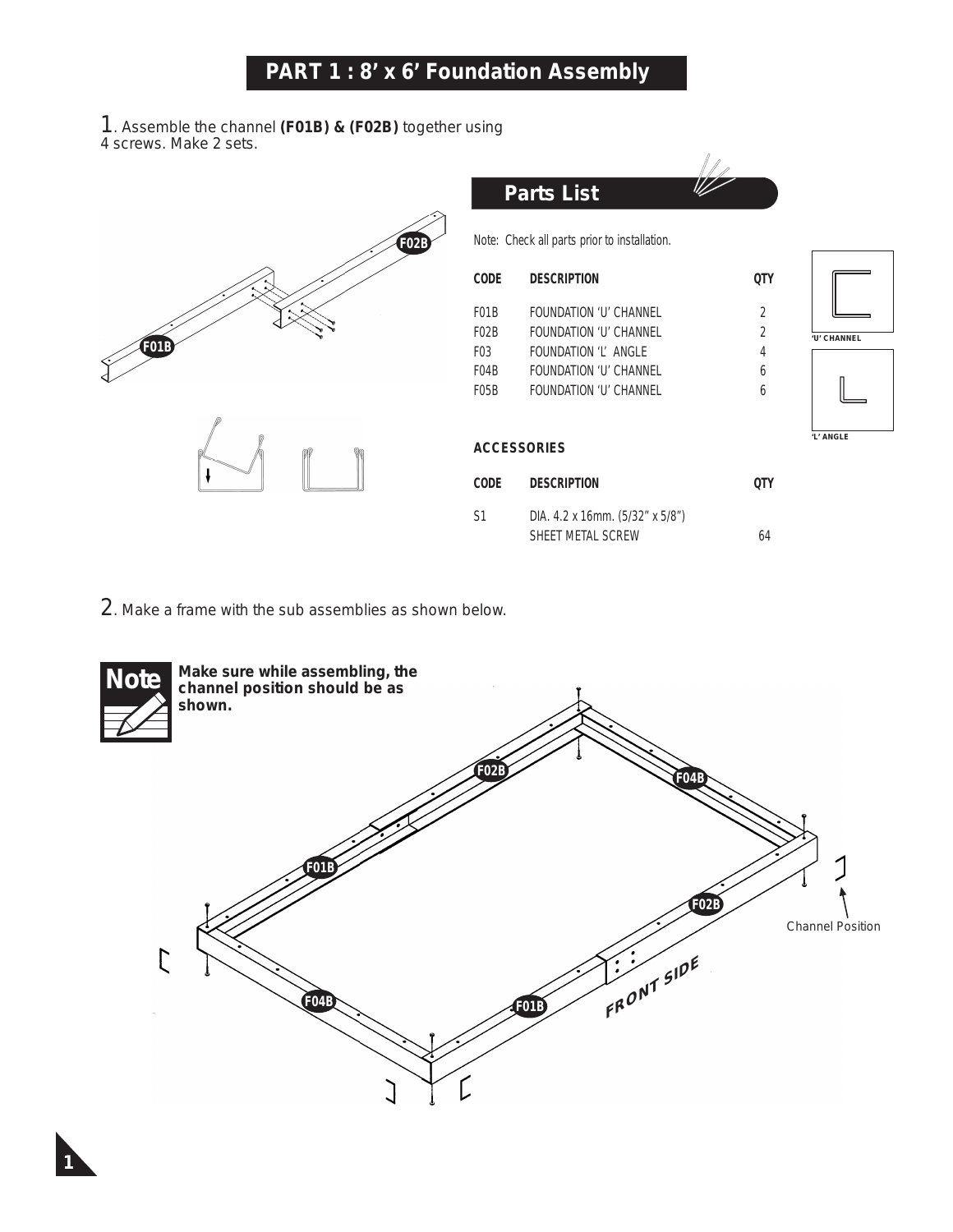# PART 1 : 8' x 6' Foundation Assembly

1. Assemble the channel **(F01B) & (F02B)** together using 4 screws. Make 2 sets.

## Parts List

Note: Check all parts prior to installation.

| CODE | DESCRIPTION | QTY |
|---|---|---|
| F01B | FOUNDATION 'U' CHANNEL | 2 |
| F02B | FOUNDATION 'U' CHANNEL | 2 |
| F03 | FOUNDATION 'L' ANGLE | 4 |
| F04B | FOUNDATION 'U' CHANNEL | 6 |
| F05B | FOUNDATION 'U' CHANNEL | 6 |

'U' CHANNEL

'L' ANGLE

### ACCESSORIES

| CODE | DESCRIPTION | QTY |
|---|---|---|
| S1 | DIA. 4.2 x 16mm. (5/32" x 5/8") SHEET METAL SCREW | 64 |

2. Make a frame with the sub assemblies as shown below.

**Note** **Make sure while assembling, the channel position should be as shown.**

F02B F04B F01B F02B F04B F01B

FRONT SIDE

Channel Position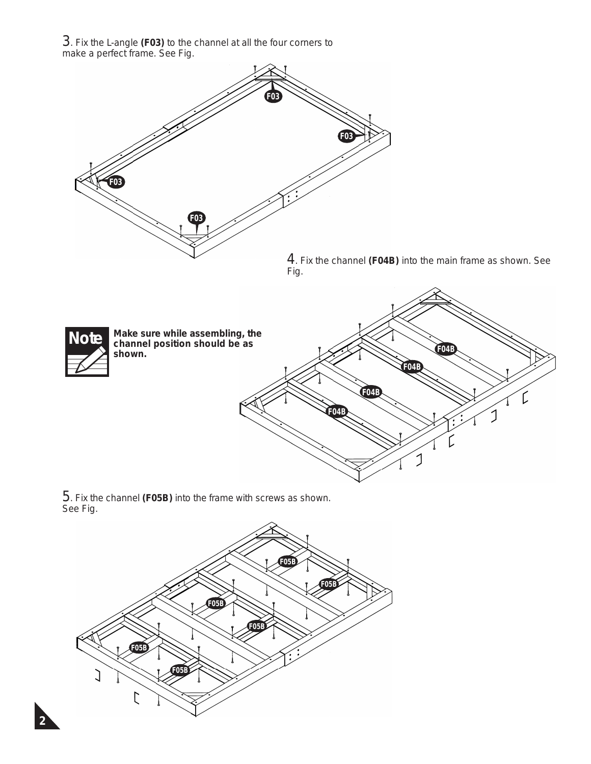3. Fix the L-angle **(F03)** to the channel at all the four corners to make a perfect frame. See Fig.

4. Fix the channel **(F04B)** into the main frame as shown. See Fig.

**Note** **Make sure while assembling, the channel position should be as shown.**

5. Fix the channel **(F05B)** into the frame with screws as shown. See Fig.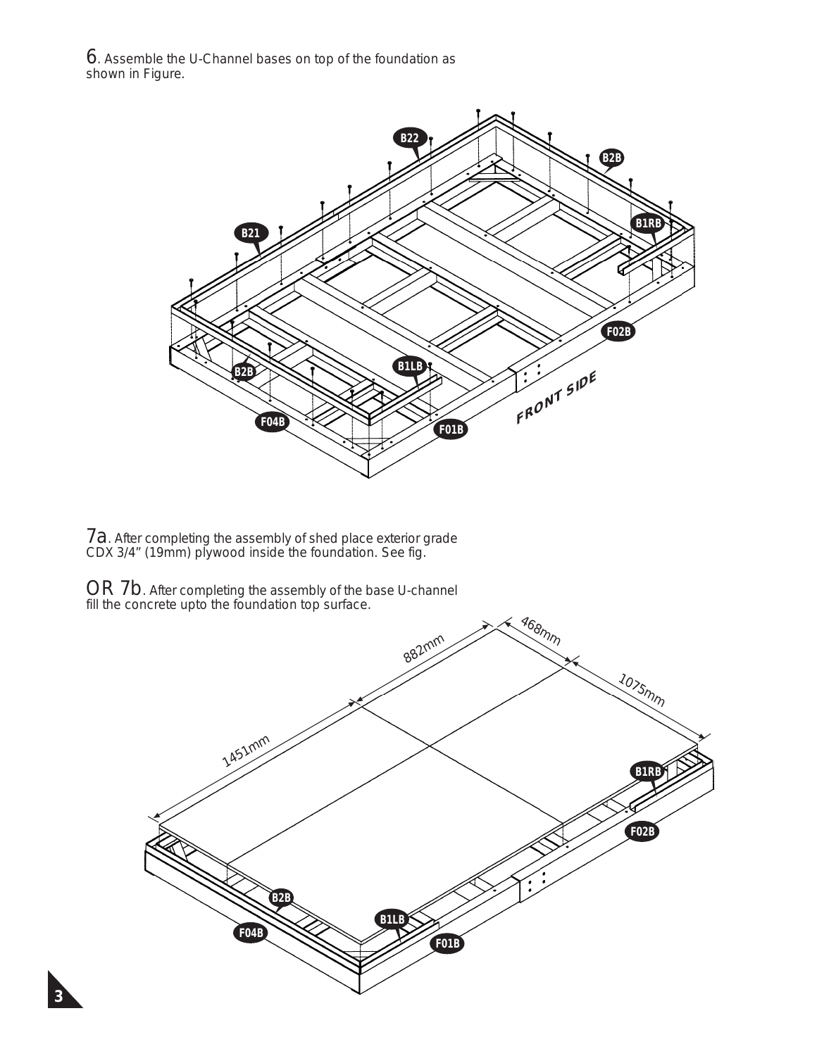6. Assemble the U-Channel bases on top of the foundation as shown in Figure.

7a. After completing the assembly of shed place exterior grade CDX 3/4" (19mm) plywood inside the foundation. See fig.

OR 7b. After completing the assembly of the base U-channel fill the concrete upto the foundation top surface.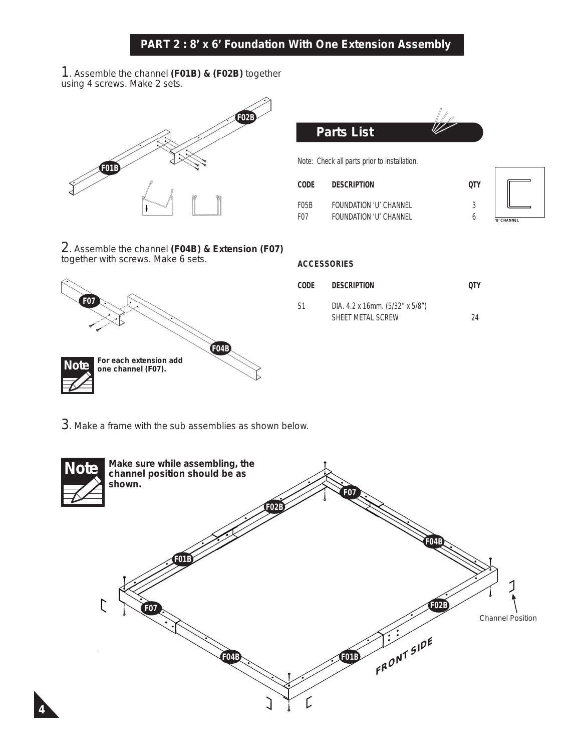## PART 2 : 8' x 6' Foundation With One Extension Assembly

1. Assemble the channel **(F01B) & (F02B)** together using 4 screws. Make 2 sets.

## Parts List

Note: Check all parts prior to installation.

| CODE | DESCRIPTION | QTY |
|---|---|---|
| F05B | FOUNDATION 'U' CHANNEL | 3 |
| F07 | FOUNDATION 'U' CHANNEL | 6 |

'U' CHANNEL

**ACCESSORIES**

| CODE | DESCRIPTION | QTY |
|---|---|---|
| S1 | DIA. 4.2 x 16mm. (5/32" x 5/8") SHEET METAL SCREW | 24 |

2. Assemble the channel **(F04B) & Extension (F07)** together with screws. Make 6 sets.

**Note** **For each extension add one channel (F07).**

3. Make a frame with the sub assemblies as shown below.

**Note** **Make sure while assembling, the channel position should be as shown.**

Channel Position

FRONT SIDE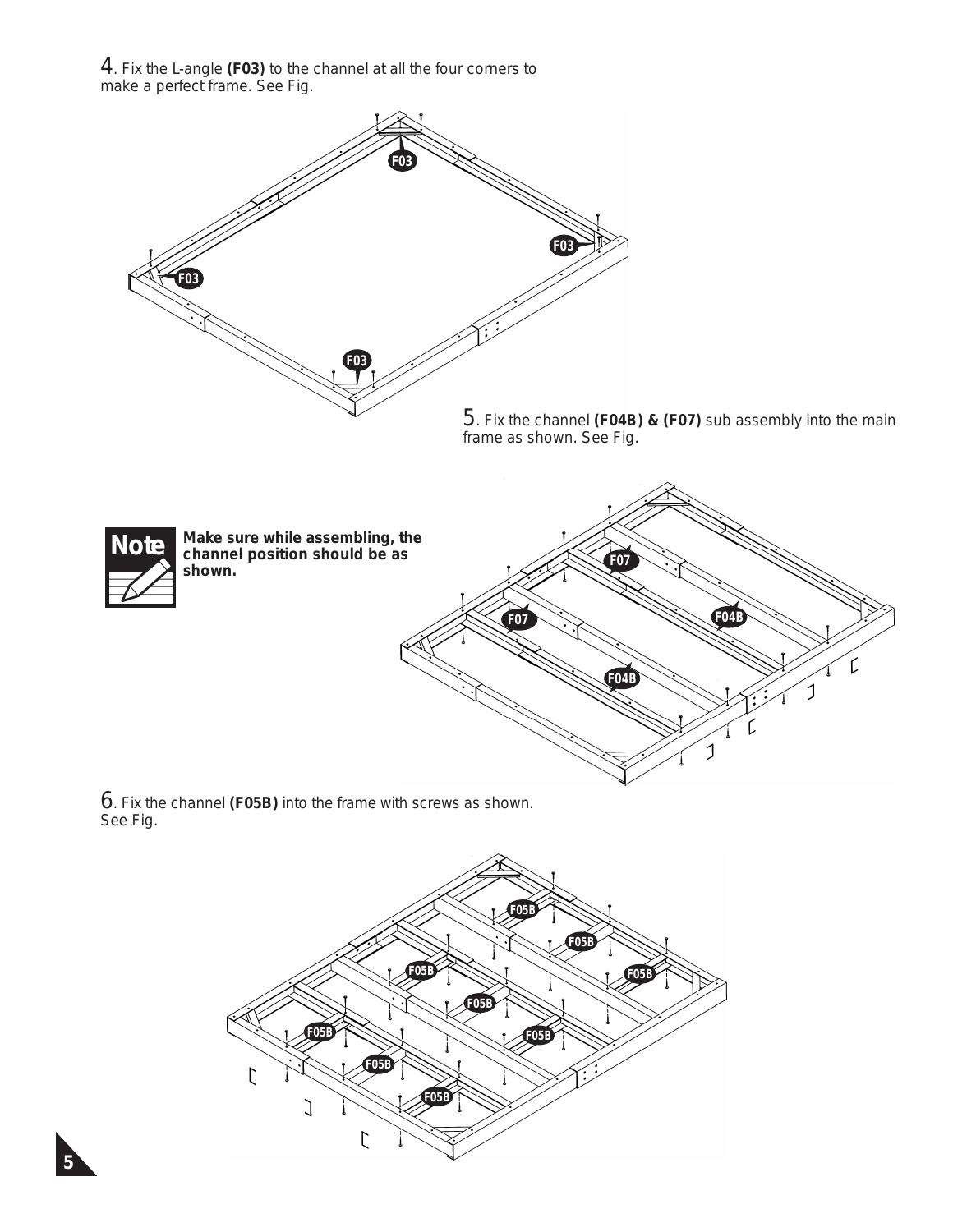4. Fix the L-angle **(F03)** to the channel at all the four corners to make a perfect frame. See Fig.

5. Fix the channel **(F04B) & (F07)** sub assembly into the main frame as shown. See Fig.

**Note** **Make sure while assembling, the channel position should be as shown.**

6. Fix the channel **(F05B)** into the frame with screws as shown. See Fig.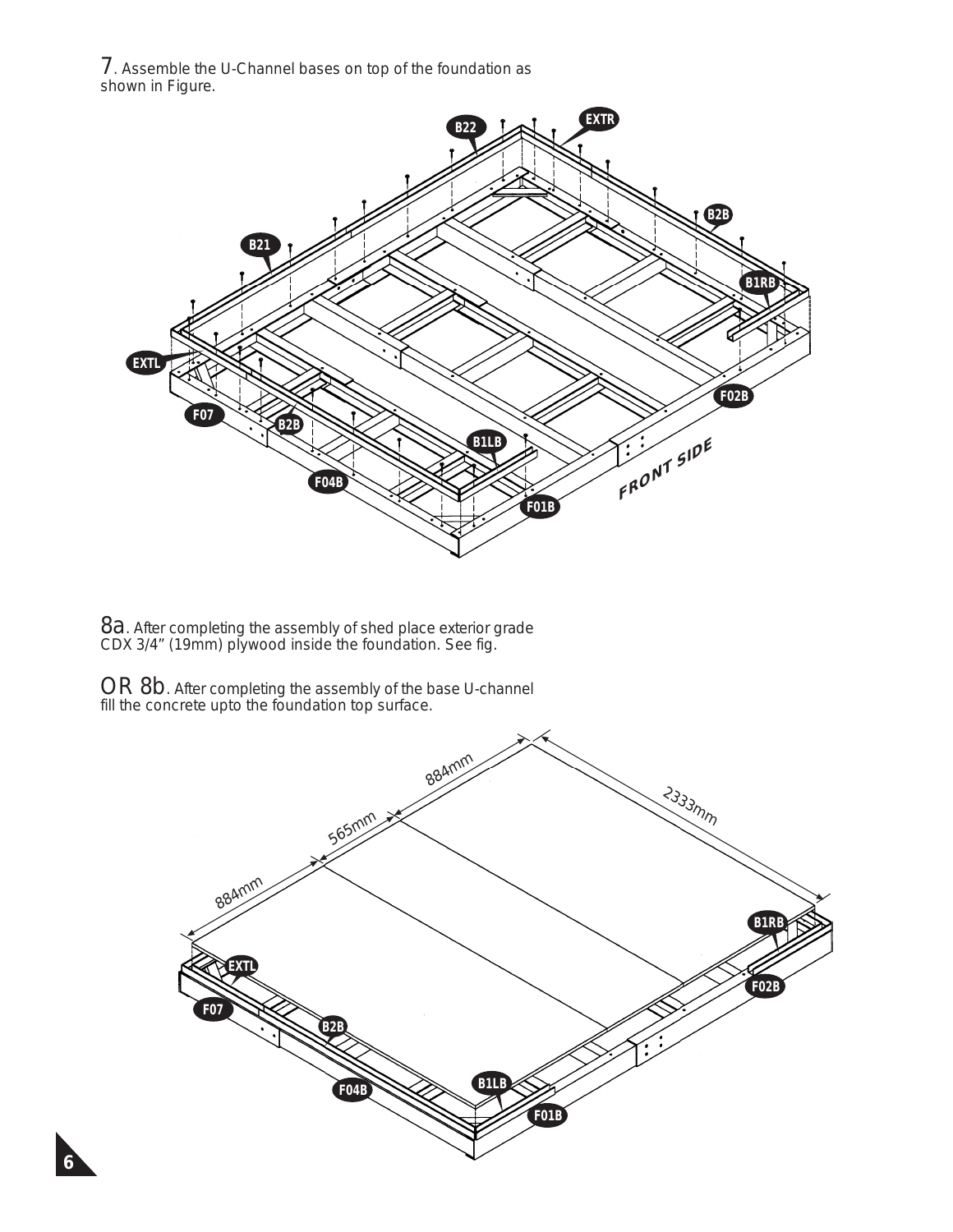7. Assemble the U-Channel bases on top of the foundation as shown in Figure.

B22
EXTR
B2B
B21
B1RB
EXTL
F02B
F07
B2B
B1LB
F04B
F01B
FRONT SIDE

8a. After completing the assembly of shed place exterior grade CDX 3/4” (19mm) plywood inside the foundation. See fig.

OR 8b. After completing the assembly of the base U-channel fill the concrete upto the foundation top surface.

884mm
565mm
884mm
2333mm
B1RB
EXTL
F02B
F07
B2B
B1LB
F04B
F01B